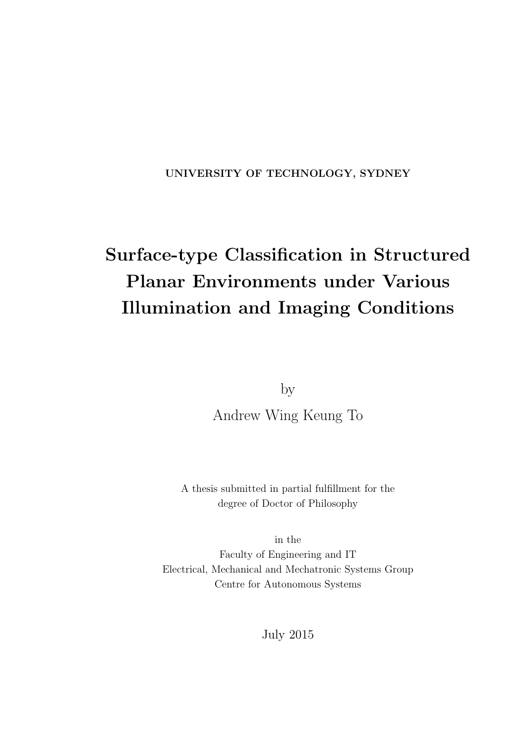UNIVERSITY OF TECHNOLOGY, SYDNEY

# Surface-type Classification in Structured Planar Environments under Various Illumination and Imaging Conditions

by

Andrew Wing Keung To

A thesis submitted in partial fulfillment for the degree of Doctor of Philosophy

in the
Faculty of Engineering and IT
Electrical, Mechanical and Mechatronic Systems Group
Centre for Autonomous Systems

July 2015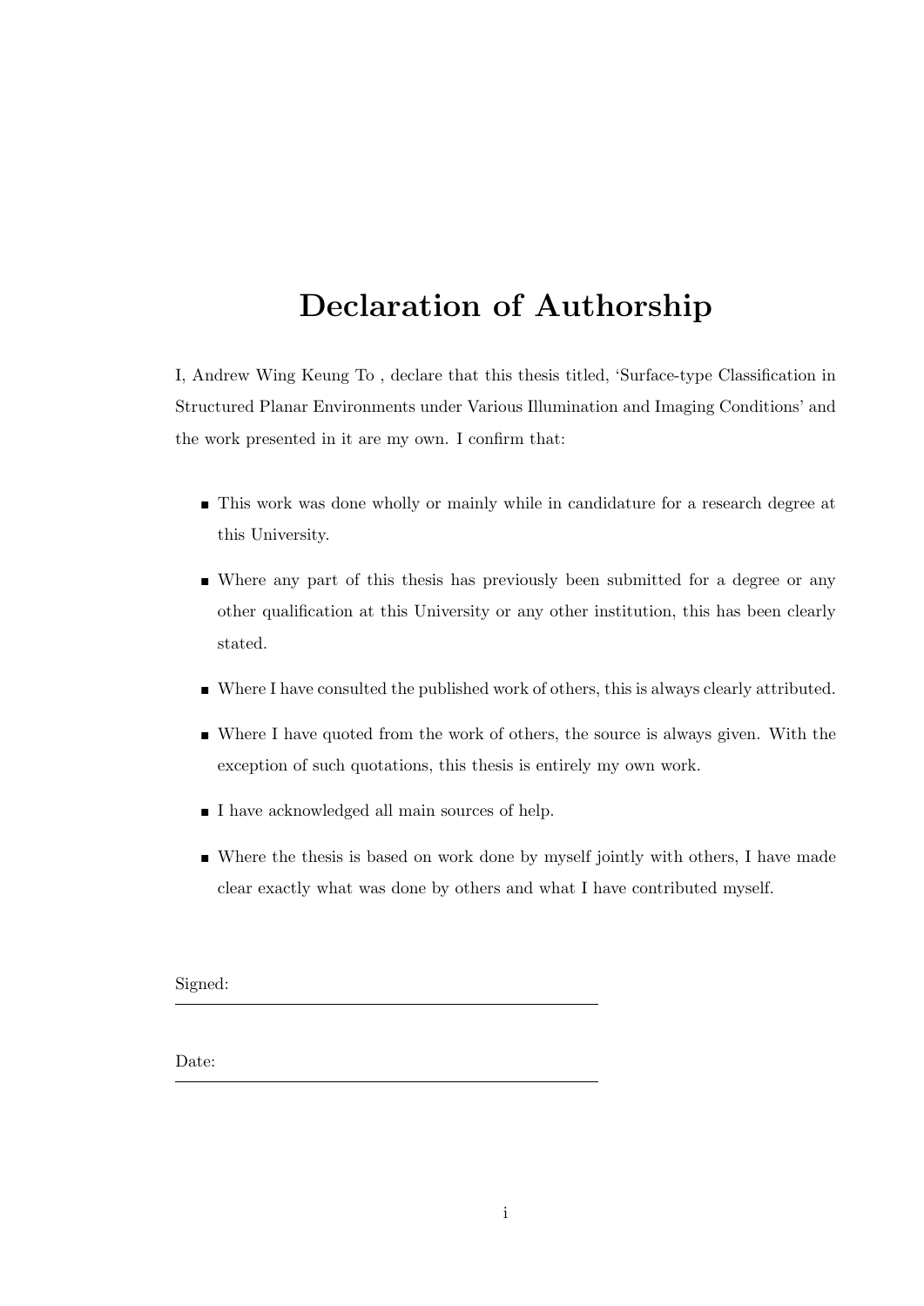# Declaration of Authorship

I, Andrew Wing Keung To , declare that this thesis titled, 'Surface-type Classification in Structured Planar Environments under Various Illumination and Imaging Conditions' and the work presented in it are my own. I confirm that:

- This work was done wholly or mainly while in candidature for a research degree at this University.
- Where any part of this thesis has previously been submitted for a degree or any other qualification at this University or any other institution, this has been clearly stated.
- Where I have consulted the published work of others, this is always clearly attributed.
- Where I have quoted from the work of others, the source is always given. With the exception of such quotations, this thesis is entirely my own work.
- I have acknowledged all main sources of help.
- Where the thesis is based on work done by myself jointly with others, I have made clear exactly what was done by others and what I have contributed myself.

Signed: \_\_\_\_\_\_\_\_\_\_\_\_\_\_\_\_\_\_\_\_\_\_\_\_\_\_\_\_\_\_\_\_\_\_\_\_\_\_\_\_

Date: \_\_\_\_\_\_\_\_\_\_\_\_\_\_\_\_\_\_\_\_\_\_\_\_\_\_\_\_\_\_\_\_\_\_\_\_\_\_\_\_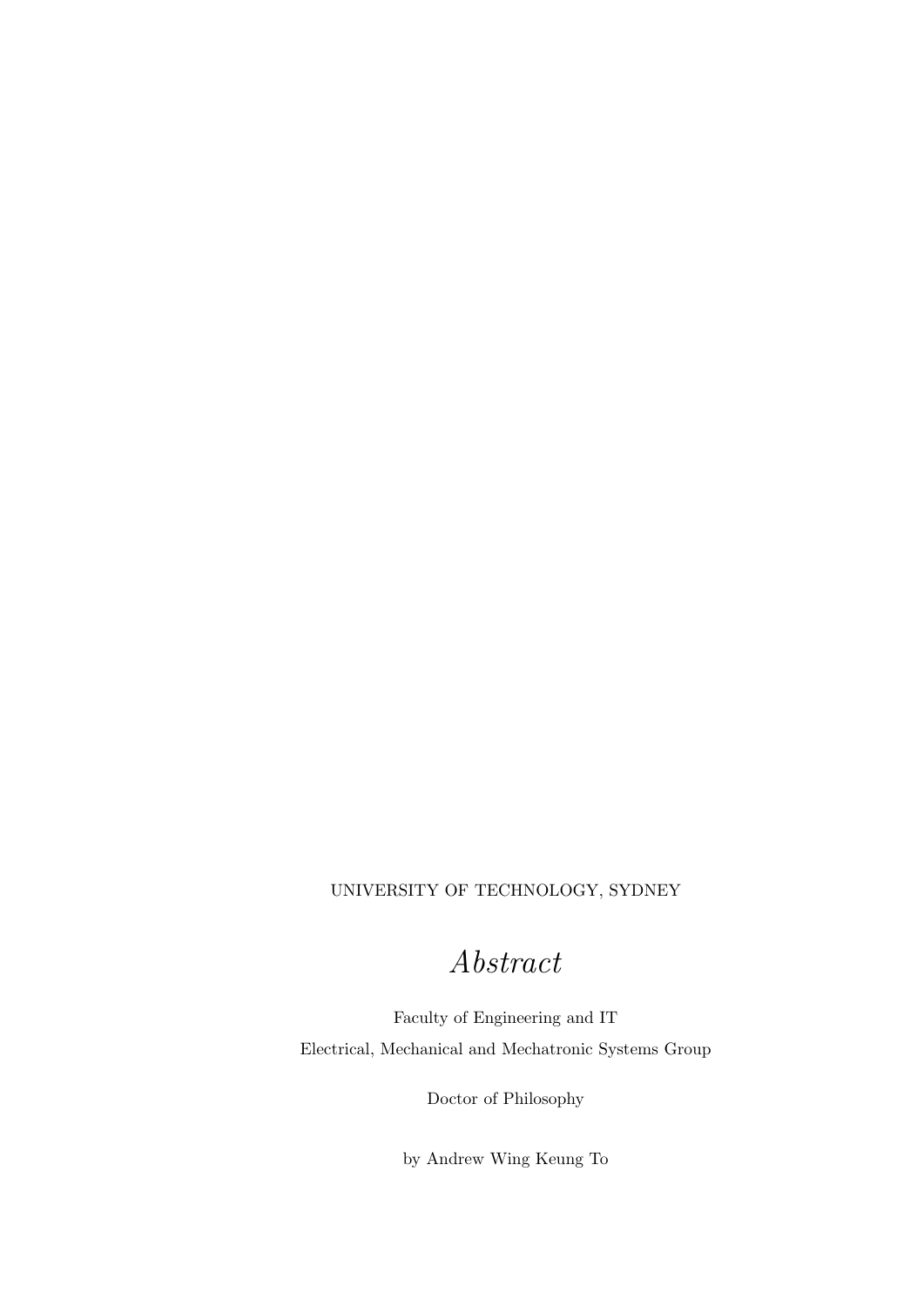UNIVERSITY OF TECHNOLOGY, SYDNEY

# *Abstract*

Faculty of Engineering and IT

Electrical, Mechanical and Mechatronic Systems Group

Doctor of Philosophy

by Andrew Wing Keung To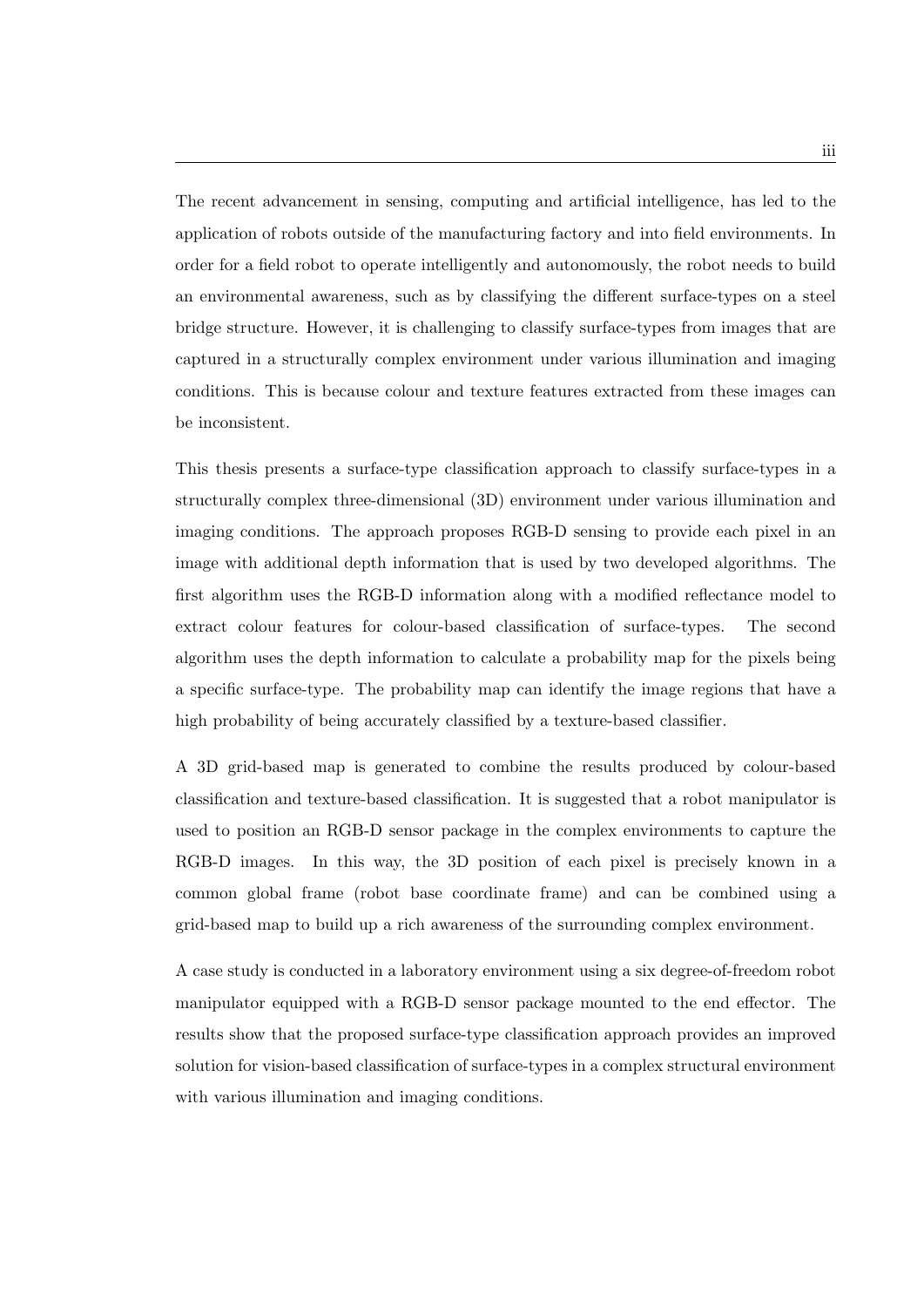The recent advancement in sensing, computing and artificial intelligence, has led to the application of robots outside of the manufacturing factory and into field environments. In order for a field robot to operate intelligently and autonomously, the robot needs to build an environmental awareness, such as by classifying the different surface-types on a steel bridge structure. However, it is challenging to classify surface-types from images that are captured in a structurally complex environment under various illumination and imaging conditions. This is because colour and texture features extracted from these images can be inconsistent.

This thesis presents a surface-type classification approach to classify surface-types in a structurally complex three-dimensional (3D) environment under various illumination and imaging conditions. The approach proposes RGB-D sensing to provide each pixel in an image with additional depth information that is used by two developed algorithms. The first algorithm uses the RGB-D information along with a modified reflectance model to extract colour features for colour-based classification of surface-types. The second algorithm uses the depth information to calculate a probability map for the pixels being a specific surface-type. The probability map can identify the image regions that have a high probability of being accurately classified by a texture-based classifier.

A 3D grid-based map is generated to combine the results produced by colour-based classification and texture-based classification. It is suggested that a robot manipulator is used to position an RGB-D sensor package in the complex environments to capture the RGB-D images. In this way, the 3D position of each pixel is precisely known in a common global frame (robot base coordinate frame) and can be combined using a grid-based map to build up a rich awareness of the surrounding complex environment.

A case study is conducted in a laboratory environment using a six degree-of-freedom robot manipulator equipped with a RGB-D sensor package mounted to the end effector. The results show that the proposed surface-type classification approach provides an improved solution for vision-based classification of surface-types in a complex structural environment with various illumination and imaging conditions.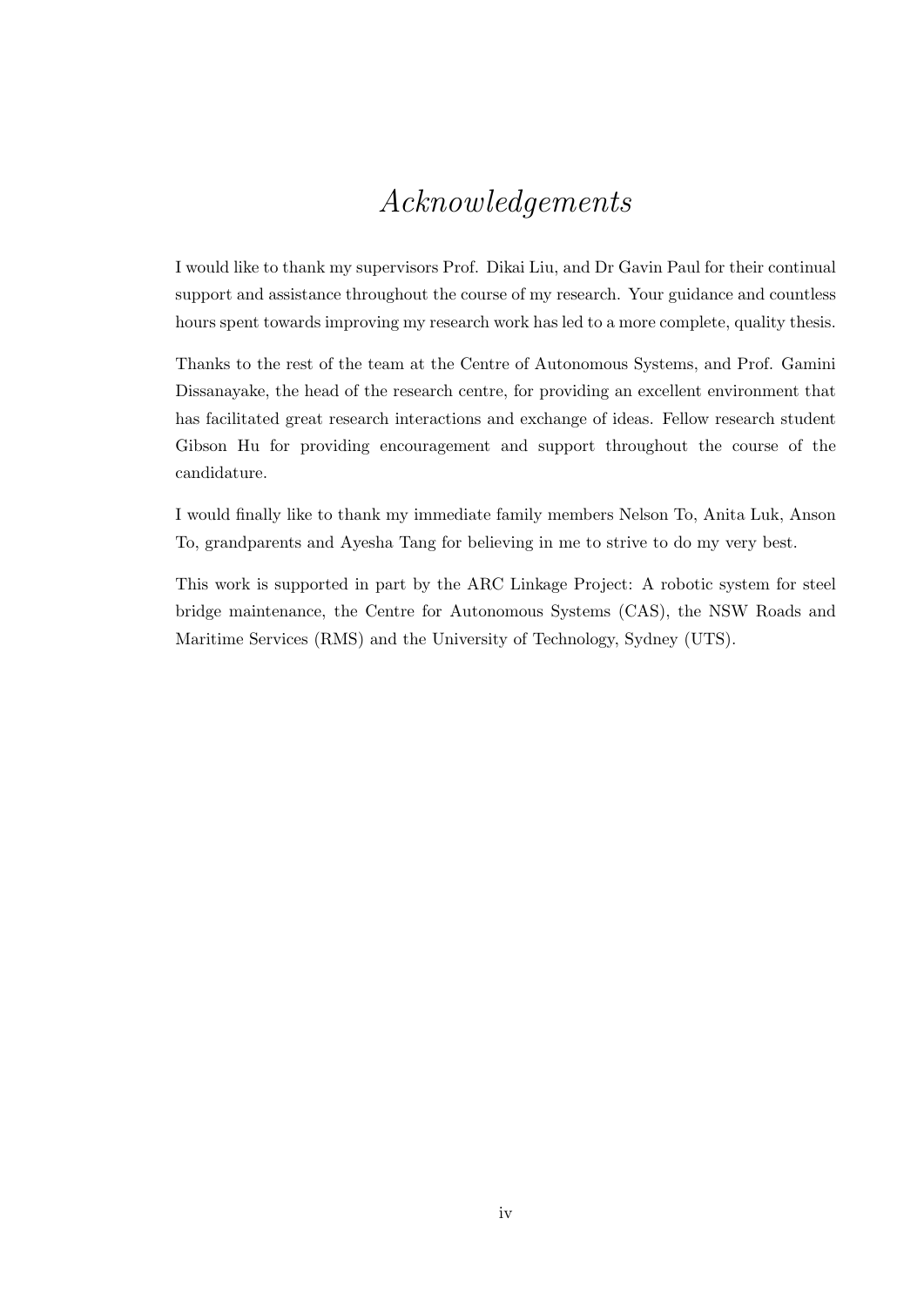# *Acknowledgements*

I would like to thank my supervisors Prof. Dikai Liu, and Dr Gavin Paul for their continual support and assistance throughout the course of my research. Your guidance and countless hours spent towards improving my research work has led to a more complete, quality thesis.

Thanks to the rest of the team at the Centre of Autonomous Systems, and Prof. Gamini Dissanayake, the head of the research centre, for providing an excellent environment that has facilitated great research interactions and exchange of ideas. Fellow research student Gibson Hu for providing encouragement and support throughout the course of the candidature.

I would finally like to thank my immediate family members Nelson To, Anita Luk, Anson To, grandparents and Ayesha Tang for believing in me to strive to do my very best.

This work is supported in part by the ARC Linkage Project: A robotic system for steel bridge maintenance, the Centre for Autonomous Systems (CAS), the NSW Roads and Maritime Services (RMS) and the University of Technology, Sydney (UTS).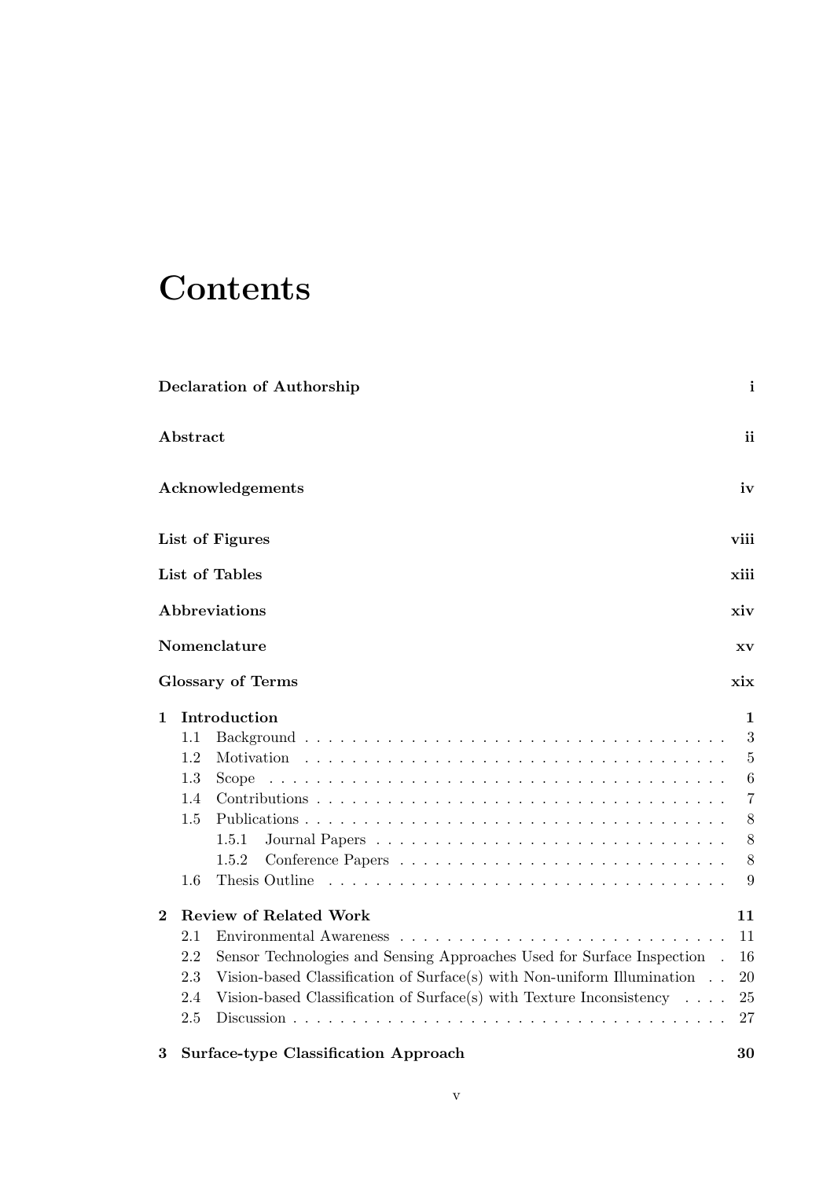# Contents

**Declaration of Authorship** **i**

**Abstract** **ii**

**Acknowledgements** **iv**

**List of Figures** **viii**

**List of Tables** **xiii**

**Abbreviations** **xiv**

**Nomenclature** **xv**

**Glossary of Terms** **xix**

**1 Introduction** **1**

- 1.1 Background . . . . . . . . . . . . . . . . . . . . . . . . . . . . . . . . . . . 3
- 1.2 Motivation . . . . . . . . . . . . . . . . . . . . . . . . . . . . . . . . . . . 5
- 1.3 Scope . . . . . . . . . . . . . . . . . . . . . . . . . . . . . . . . . . . . . . 6
- 1.4 Contributions . . . . . . . . . . . . . . . . . . . . . . . . . . . . . . . . . . 7
- 1.5 Publications . . . . . . . . . . . . . . . . . . . . . . . . . . . . . . . . . . 8
  - 1.5.1 Journal Papers . . . . . . . . . . . . . . . . . . . . . . . . . . . . . 8
  - 1.5.2 Conference Papers . . . . . . . . . . . . . . . . . . . . . . . . . . . 8
- 1.6 Thesis Outline . . . . . . . . . . . . . . . . . . . . . . . . . . . . . . . . . 9

**2 Review of Related Work** **11**

- 2.1 Environmental Awareness . . . . . . . . . . . . . . . . . . . . . . . . . . . 11
- 2.2 Sensor Technologies and Sensing Approaches Used for Surface Inspection . 16
- 2.3 Vision-based Classification of Surface(s) with Non-uniform Illumination . . 20
- 2.4 Vision-based Classification of Surface(s) with Texture Inconsistency . . . . 25
- 2.5 Discussion . . . . . . . . . . . . . . . . . . . . . . . . . . . . . . . . . . . 27

**3 Surface-type Classification Approach** **30**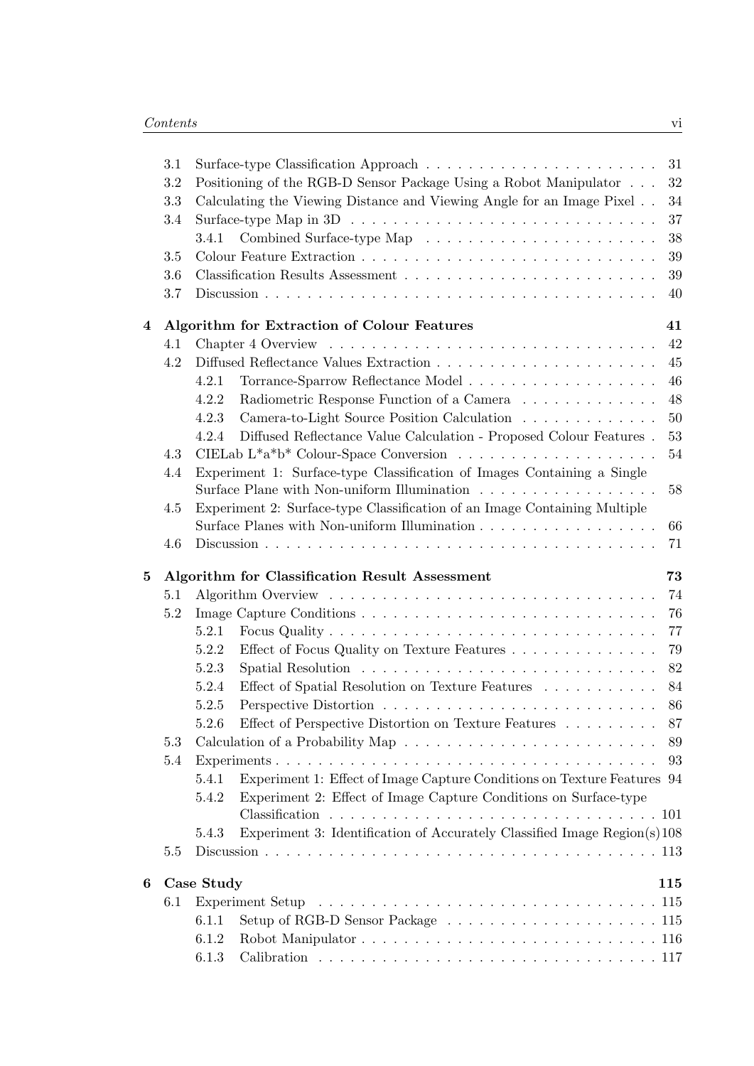- 3.1 Surface-type Classification Approach . . . 31
- 3.2 Positioning of the RGB-D Sensor Package Using a Robot Manipulator . . . 32
- 3.3 Calculating the Viewing Distance and Viewing Angle for an Image Pixel . . 34
- 3.4 Surface-type Map in 3D . . . 37
  - 3.4.1 Combined Surface-type Map . . . 38
- 3.5 Colour Feature Extraction . . . 39
- 3.6 Classification Results Assessment . . . 39
- 3.7 Discussion . . . 40

**4 Algorithm for Extraction of Colour Features** **41**

- 4.1 Chapter 4 Overview . . . 42
- 4.2 Diffused Reflectance Values Extraction . . . 45
  - 4.2.1 Torrance-Sparrow Reflectance Model . . . 46
  - 4.2.2 Radiometric Response Function of a Camera . . . 48
  - 4.2.3 Camera-to-Light Source Position Calculation . . . 50
  - 4.2.4 Diffused Reflectance Value Calculation - Proposed Colour Features . 53
- 4.3 CIELab L*a*b* Colour-Space Conversion . . . 54
- 4.4 Experiment 1: Surface-type Classification of Images Containing a Single Surface Plane with Non-uniform Illumination . . . 58
- 4.5 Experiment 2: Surface-type Classification of an Image Containing Multiple Surface Planes with Non-uniform Illumination . . . 66
- 4.6 Discussion . . . 71

**5 Algorithm for Classification Result Assessment** **73**

- 5.1 Algorithm Overview . . . 74
- 5.2 Image Capture Conditions . . . 76
  - 5.2.1 Focus Quality . . . 77
  - 5.2.2 Effect of Focus Quality on Texture Features . . . 79
  - 5.2.3 Spatial Resolution . . . 82
  - 5.2.4 Effect of Spatial Resolution on Texture Features . . . 84
  - 5.2.5 Perspective Distortion . . . 86
  - 5.2.6 Effect of Perspective Distortion on Texture Features . . . 87
- 5.3 Calculation of a Probability Map . . . 89
- 5.4 Experiments . . . 93
  - 5.4.1 Experiment 1: Effect of Image Capture Conditions on Texture Features 94
  - 5.4.2 Experiment 2: Effect of Image Capture Conditions on Surface-type Classification . . . 101
  - 5.4.3 Experiment 3: Identification of Accurately Classified Image Region(s) 108
- 5.5 Discussion . . . 113

**6 Case Study** **115**

- 6.1 Experiment Setup . . . 115
  - 6.1.1 Setup of RGB-D Sensor Package . . . 115
  - 6.1.2 Robot Manipulator . . . 116
  - 6.1.3 Calibration . . . 117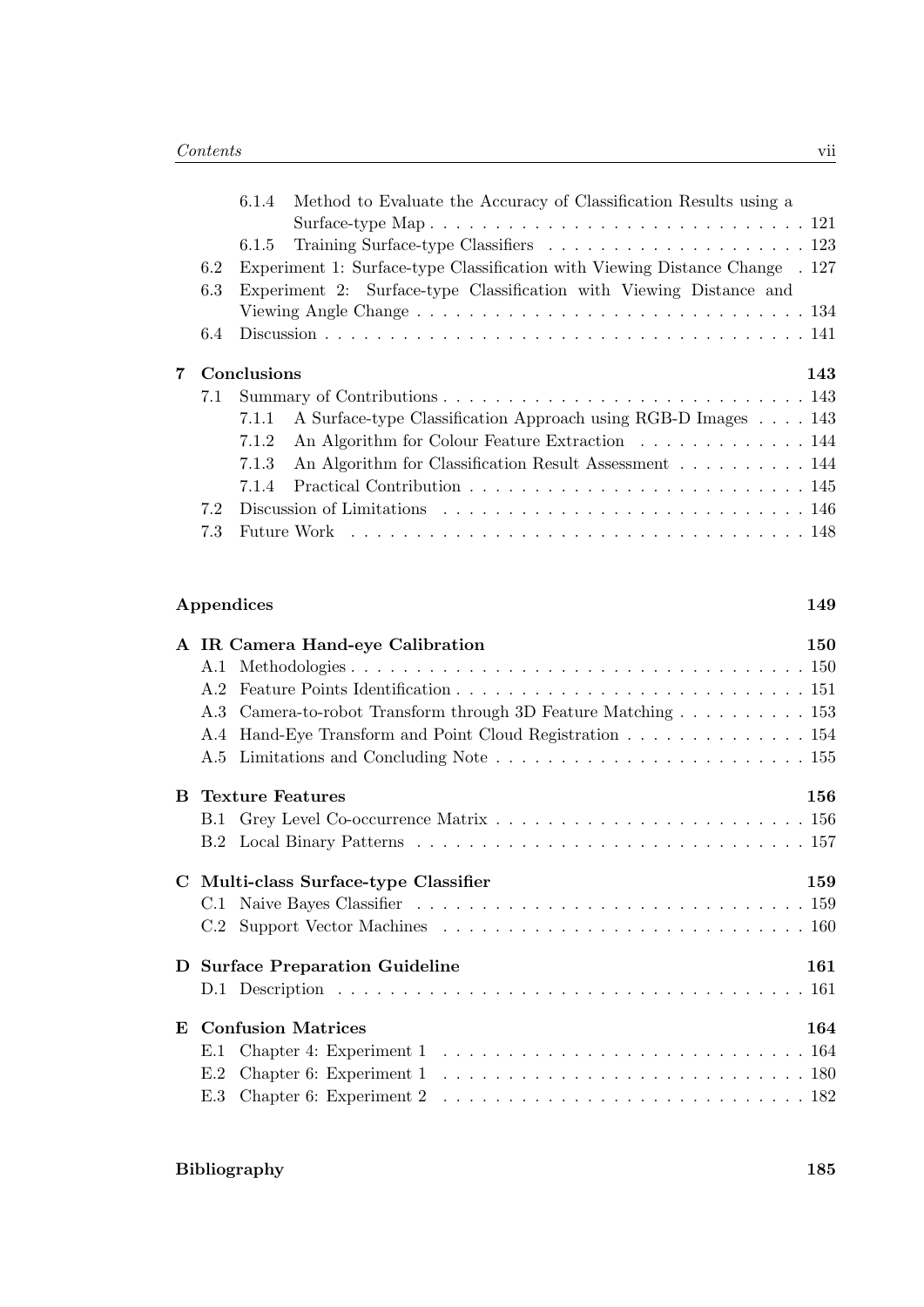- 6.1.4 Method to Evaluate the Accuracy of Classification Results using a Surface-type Map . . . 121
- 6.1.5 Training Surface-type Classifiers . . . 123
- 6.2 Experiment 1: Surface-type Classification with Viewing Distance Change . 127
- 6.3 Experiment 2: Surface-type Classification with Viewing Distance and Viewing Angle Change . . . 134
- 6.4 Discussion . . . 141

**7 Conclusions** **143**
- 7.1 Summary of Contributions . . . 143
  - 7.1.1 A Surface-type Classification Approach using RGB-D Images . . . 143
  - 7.1.2 An Algorithm for Colour Feature Extraction . . . 144
  - 7.1.3 An Algorithm for Classification Result Assessment . . . 144
  - 7.1.4 Practical Contribution . . . 145
- 7.2 Discussion of Limitations . . . 146
- 7.3 Future Work . . . 148

**Appendices** **149**

**A IR Camera Hand-eye Calibration** **150**
- A.1 Methodologies . . . 150
- A.2 Feature Points Identification . . . 151
- A.3 Camera-to-robot Transform through 3D Feature Matching . . . 153
- A.4 Hand-Eye Transform and Point Cloud Registration . . . 154
- A.5 Limitations and Concluding Note . . . 155

**B Texture Features** **156**
- B.1 Grey Level Co-occurrence Matrix . . . 156
- B.2 Local Binary Patterns . . . 157

**C Multi-class Surface-type Classifier** **159**
- C.1 Naive Bayes Classifier . . . 159
- C.2 Support Vector Machines . . . 160

**D Surface Preparation Guideline** **161**
- D.1 Description . . . 161

**E Confusion Matrices** **164**
- E.1 Chapter 4: Experiment 1 . . . 164
- E.2 Chapter 6: Experiment 1 . . . 180
- E.3 Chapter 6: Experiment 2 . . . 182

**Bibliography** **185**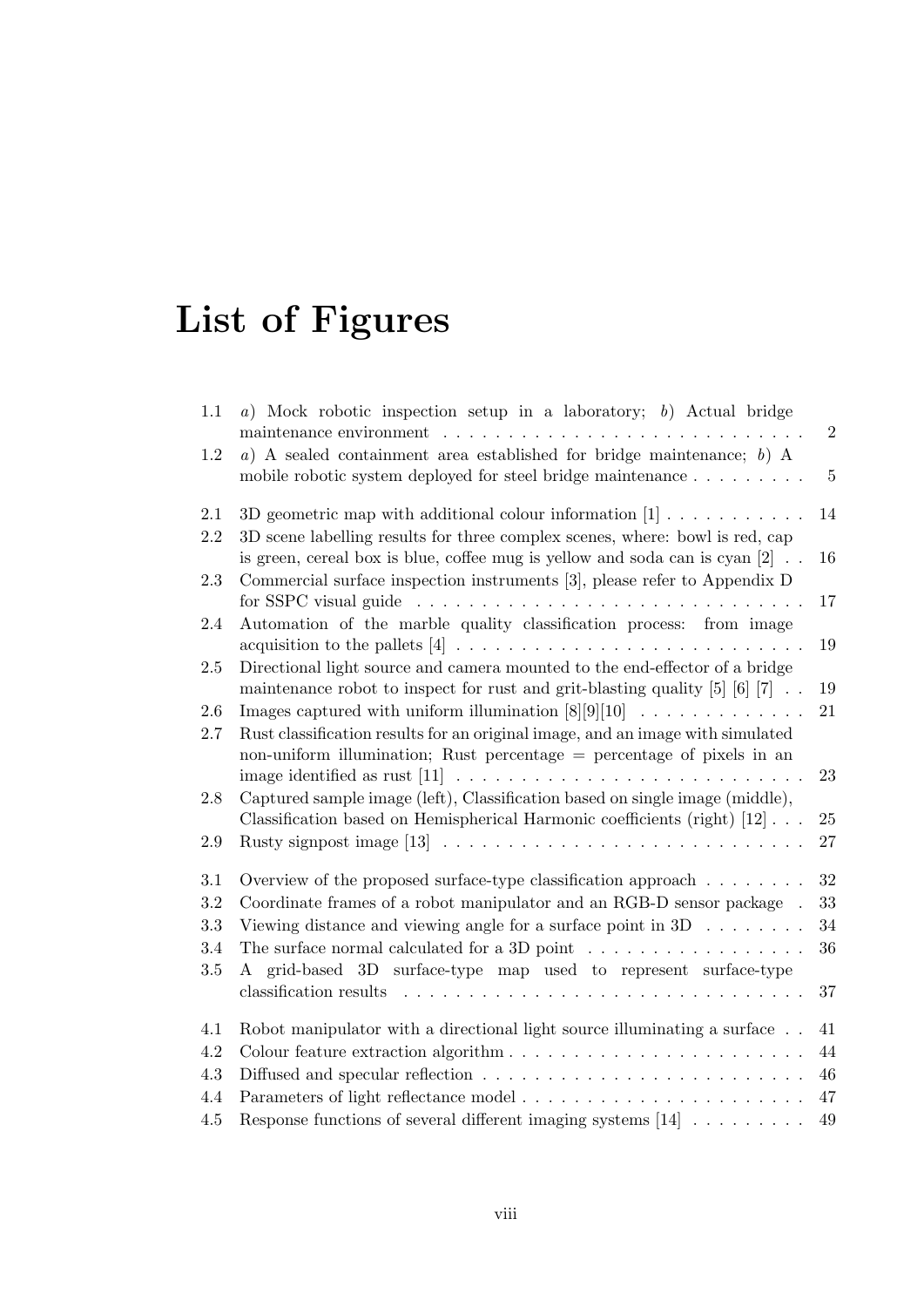# List of Figures

| | | |
|---|---|---|
| 1.1 | *a*) Mock robotic inspection setup in a laboratory; *b*) Actual bridge maintenance environment | 2 |
| 1.2 | *a*) A sealed containment area established for bridge maintenance; *b*) A mobile robotic system deployed for steel bridge maintenance | 5 |
| 2.1 | 3D geometric map with additional colour information [1] | 14 |
| 2.2 | 3D scene labelling results for three complex scenes, where: bowl is red, cap is green, cereal box is blue, coffee mug is yellow and soda can is cyan [2] | 16 |
| 2.3 | Commercial surface inspection instruments [3], please refer to Appendix D for SSPC visual guide | 17 |
| 2.4 | Automation of the marble quality classification process: from image acquisition to the pallets [4] | 19 |
| 2.5 | Directional light source and camera mounted to the end-effector of a bridge maintenance robot to inspect for rust and grit-blasting quality [5] [6] [7] | 19 |
| 2.6 | Images captured with uniform illumination [8][9][10] | 21 |
| 2.7 | Rust classification results for an original image, and an image with simulated non-uniform illumination; Rust percentage = percentage of pixels in an image identified as rust [11] | 23 |
| 2.8 | Captured sample image (left), Classification based on single image (middle), Classification based on Hemispherical Harmonic coefficients (right) [12] | 25 |
| 2.9 | Rusty signpost image [13] | 27 |
| 3.1 | Overview of the proposed surface-type classification approach | 32 |
| 3.2 | Coordinate frames of a robot manipulator and an RGB-D sensor package | 33 |
| 3.3 | Viewing distance and viewing angle for a surface point in 3D | 34 |
| 3.4 | The surface normal calculated for a 3D point | 36 |
| 3.5 | A grid-based 3D surface-type map used to represent surface-type classification results | 37 |
| 4.1 | Robot manipulator with a directional light source illuminating a surface | 41 |
| 4.2 | Colour feature extraction algorithm | 44 |
| 4.3 | Diffused and specular reflection | 46 |
| 4.4 | Parameters of light reflectance model | 47 |
| 4.5 | Response functions of several different imaging systems [14] | 49 |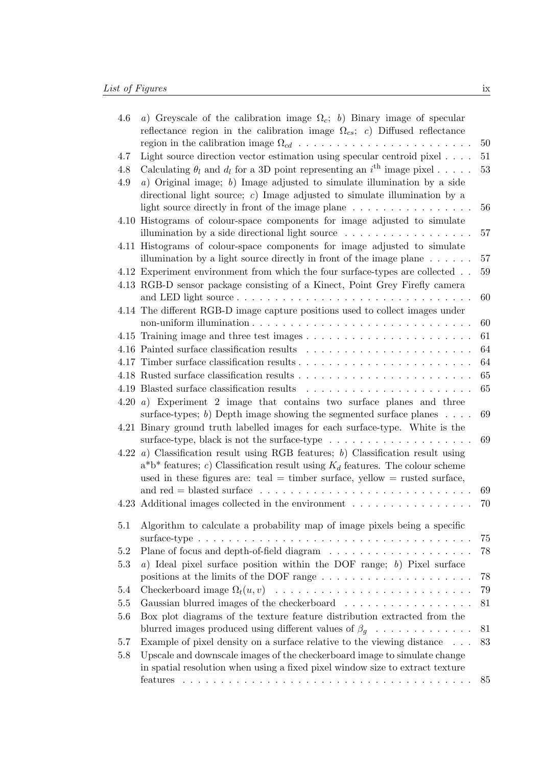| | | |
|---|---|---|
| 4.6 | *a*) Greyscale of the calibration image $\Omega_c$; *b*) Binary image of specular reflectance region in the calibration image $\Omega_{cs}$; *c*) Diffused reflectance region in the calibration image $\Omega_{cd}$ | 50 |
| 4.7 | Light source direction vector estimation using specular centroid pixel | 51 |
| 4.8 | Calculating $\theta_l$ and $d_l$ for a 3D point representing an $i^{\text{th}}$ image pixel | 53 |
| 4.9 | *a*) Original image; *b*) Image adjusted to simulate illumination by a side directional light source; *c*) Image adjusted to simulate illumination by a light source directly in front of the image plane | 56 |
| 4.10 | Histograms of colour-space components for image adjusted to simulate illumination by a side directional light source | 57 |
| 4.11 | Histograms of colour-space components for image adjusted to simulate illumination by a light source directly in front of the image plane | 57 |
| 4.12 | Experiment environment from which the four surface-types are collected | 59 |
| 4.13 | RGB-D sensor package consisting of a Kinect, Point Grey Firefly camera and LED light source | 60 |
| 4.14 | The different RGB-D image capture positions used to collect images under non-uniform illumination | 60 |
| 4.15 | Training image and three test images | 61 |
| 4.16 | Painted surface classification results | 64 |
| 4.17 | Timber surface classification results | 64 |
| 4.18 | Rusted surface classification results | 65 |
| 4.19 | Blasted surface classification results | 65 |
| 4.20 | *a*) Experiment 2 image that contains two surface planes and three surface-types; *b*) Depth image showing the segmented surface planes | 69 |
| 4.21 | Binary ground truth labelled images for each surface-type. White is the surface-type, black is not the surface-type | 69 |
| 4.22 | *a*) Classification result using RGB features; *b*) Classification result using a*b* features; *c*) Classification result using $K_d$ features. The colour scheme used in these figures are: teal = timber surface, yellow = rusted surface, and red = blasted surface | 69 |
| 4.23 | Additional images collected in the environment | 70 |
| 5.1 | Algorithm to calculate a probability map of image pixels being a specific surface-type | 75 |
| 5.2 | Plane of focus and depth-of-field diagram | 78 |
| 5.3 | *a*) Ideal pixel surface position within the DOF range; *b*) Pixel surface positions at the limits of the DOF range | 78 |
| 5.4 | Checkerboard image $\Omega_t(u, v)$ | 79 |
| 5.5 | Gaussian blurred images of the checkerboard | 81 |
| 5.6 | Box plot diagrams of the texture feature distribution extracted from the blurred images produced using different values of $\beta_g$ | 81 |
| 5.7 | Example of pixel density on a surface relative to the viewing distance | 83 |
| 5.8 | Upscale and downscale images of the checkerboard image to simulate change in spatial resolution when using a fixed pixel window size to extract texture features | 85 |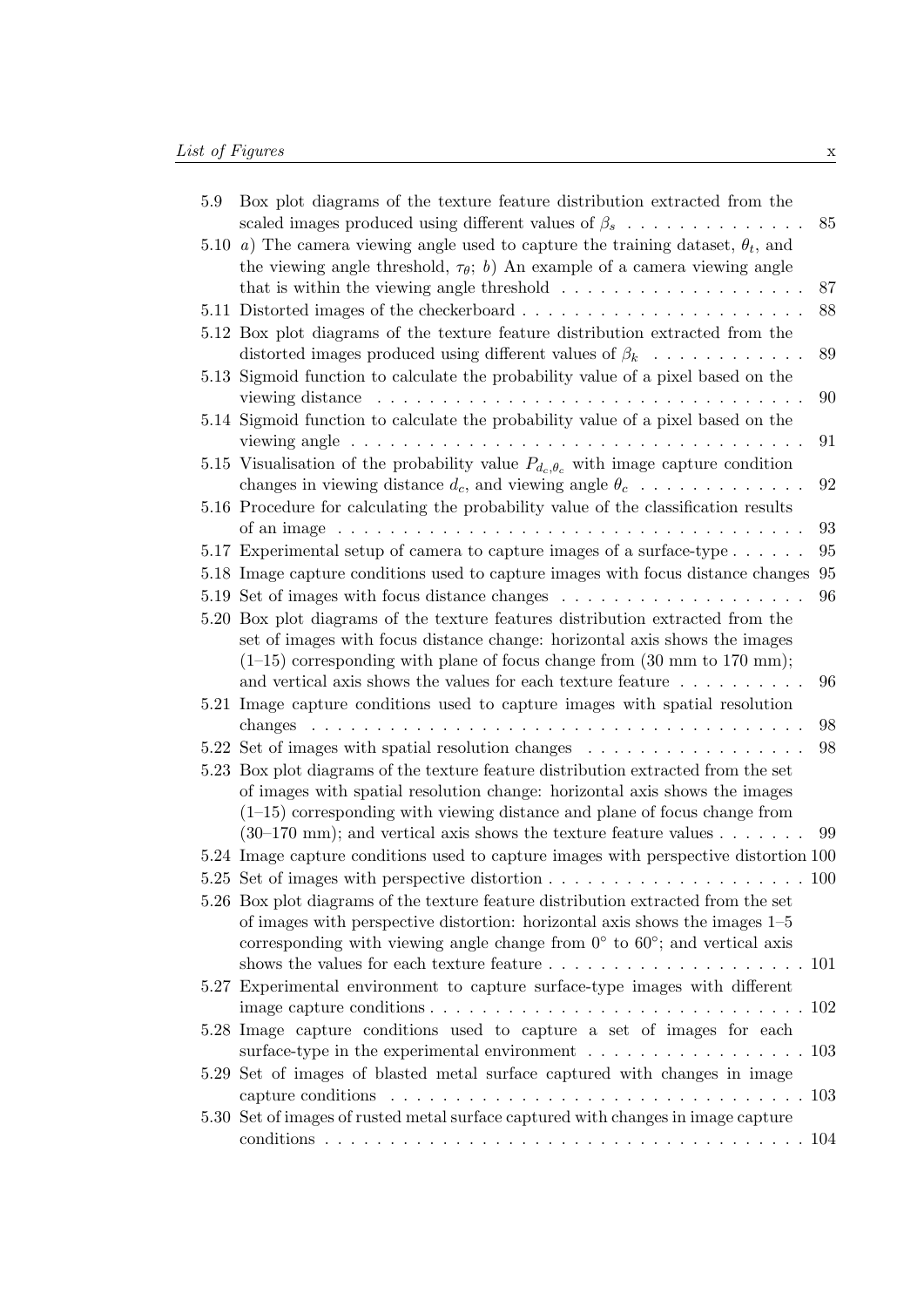| | | |
|---|---|---|
| 5.9 | Box plot diagrams of the texture feature distribution extracted from the scaled images produced using different values of $\beta_s$ | 85 |
| 5.10 | *a*) The camera viewing angle used to capture the training dataset, $\theta_t$, and the viewing angle threshold, $\tau_\theta$; *b*) An example of a camera viewing angle that is within the viewing angle threshold | 87 |
| 5.11 | Distorted images of the checkerboard | 88 |
| 5.12 | Box plot diagrams of the texture feature distribution extracted from the distorted images produced using different values of $\beta_k$ | 89 |
| 5.13 | Sigmoid function to calculate the probability value of a pixel based on the viewing distance | 90 |
| 5.14 | Sigmoid function to calculate the probability value of a pixel based on the viewing angle | 91 |
| 5.15 | Visualisation of the probability value $P_{d_c,\theta_c}$ with image capture condition changes in viewing distance $d_c$, and viewing angle $\theta_c$ | 92 |
| 5.16 | Procedure for calculating the probability value of the classification results of an image | 93 |
| 5.17 | Experimental setup of camera to capture images of a surface-type | 95 |
| 5.18 | Image capture conditions used to capture images with focus distance changes | 95 |
| 5.19 | Set of images with focus distance changes | 96 |
| 5.20 | Box plot diagrams of the texture features distribution extracted from the set of images with focus distance change: horizontal axis shows the images (1–15) corresponding with plane of focus change from (30 mm to 170 mm); and vertical axis shows the values for each texture feature | 96 |
| 5.21 | Image capture conditions used to capture images with spatial resolution changes | 98 |
| 5.22 | Set of images with spatial resolution changes | 98 |
| 5.23 | Box plot diagrams of the texture feature distribution extracted from the set of images with spatial resolution change: horizontal axis shows the images (1–15) corresponding with viewing distance and plane of focus change from (30–170 mm); and vertical axis shows the texture feature values | 99 |
| 5.24 | Image capture conditions used to capture images with perspective distortion | 100 |
| 5.25 | Set of images with perspective distortion | 100 |
| 5.26 | Box plot diagrams of the texture feature distribution extracted from the set of images with perspective distortion: horizontal axis shows the images 1–5 corresponding with viewing angle change from $0^\circ$ to $60^\circ$; and vertical axis shows the values for each texture feature | 101 |
| 5.27 | Experimental environment to capture surface-type images with different image capture conditions | 102 |
| 5.28 | Image capture conditions used to capture a set of images for each surface-type in the experimental environment | 103 |
| 5.29 | Set of images of blasted metal surface captured with changes in image capture conditions | 103 |
| 5.30 | Set of images of rusted metal surface captured with changes in image capture conditions | 104 |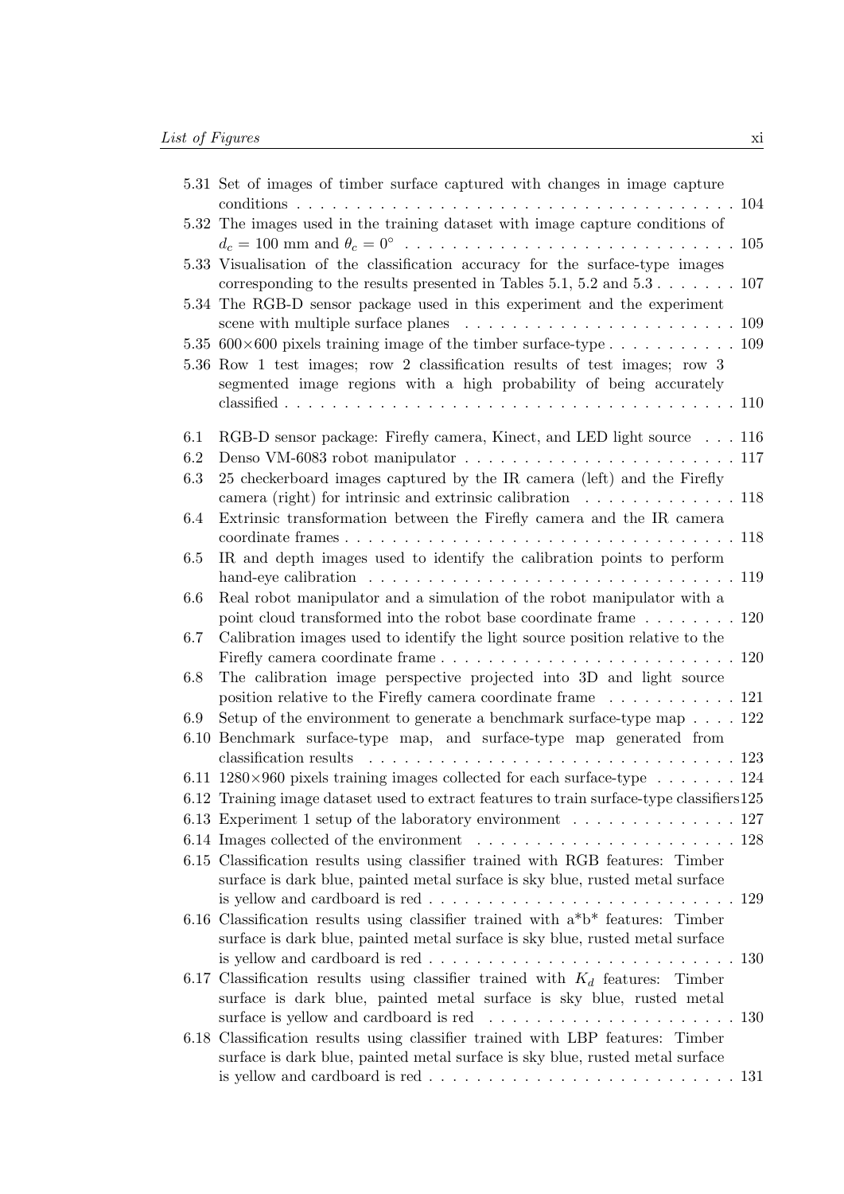5.31 Set of images of timber surface captured with changes in image capture conditions . . . 104

5.32 The images used in the training dataset with image capture conditions of $d_c = 100$ mm and $\theta_c = 0^\circ$ . . . 105

5.33 Visualisation of the classification accuracy for the surface-type images corresponding to the results presented in Tables 5.1, 5.2 and 5.3 . . . 107

5.34 The RGB-D sensor package used in this experiment and the experiment scene with multiple surface planes . . . 109

5.35 600×600 pixels training image of the timber surface-type . . . 109

5.36 Row 1 test images; row 2 classification results of test images; row 3 segmented image regions with a high probability of being accurately classified . . . 110

6.1 RGB-D sensor package: Firefly camera, Kinect, and LED light source . . . 116

6.2 Denso VM-6083 robot manipulator . . . 117

6.3 25 checkerboard images captured by the IR camera (left) and the Firefly camera (right) for intrinsic and extrinsic calibration . . . 118

6.4 Extrinsic transformation between the Firefly camera and the IR camera coordinate frames . . . 118

6.5 IR and depth images used to identify the calibration points to perform hand-eye calibration . . . 119

6.6 Real robot manipulator and a simulation of the robot manipulator with a point cloud transformed into the robot base coordinate frame . . . 120

6.7 Calibration images used to identify the light source position relative to the Firefly camera coordinate frame . . . 120

6.8 The calibration image perspective projected into 3D and light source position relative to the Firefly camera coordinate frame . . . 121

6.9 Setup of the environment to generate a benchmark surface-type map . . . 122

6.10 Benchmark surface-type map, and surface-type map generated from classification results . . . 123

6.11 1280×960 pixels training images collected for each surface-type . . . 124

6.12 Training image dataset used to extract features to train surface-type classifiers 125

6.13 Experiment 1 setup of the laboratory environment . . . 127

6.14 Images collected of the environment . . . 128

6.15 Classification results using classifier trained with RGB features: Timber surface is dark blue, painted metal surface is sky blue, rusted metal surface is yellow and cardboard is red . . . 129

6.16 Classification results using classifier trained with a*b* features: Timber surface is dark blue, painted metal surface is sky blue, rusted metal surface is yellow and cardboard is red . . . 130

6.17 Classification results using classifier trained with $K_d$ features: Timber surface is dark blue, painted metal surface is sky blue, rusted metal surface is yellow and cardboard is red . . . 130

6.18 Classification results using classifier trained with LBP features: Timber surface is dark blue, painted metal surface is sky blue, rusted metal surface is yellow and cardboard is red . . . 131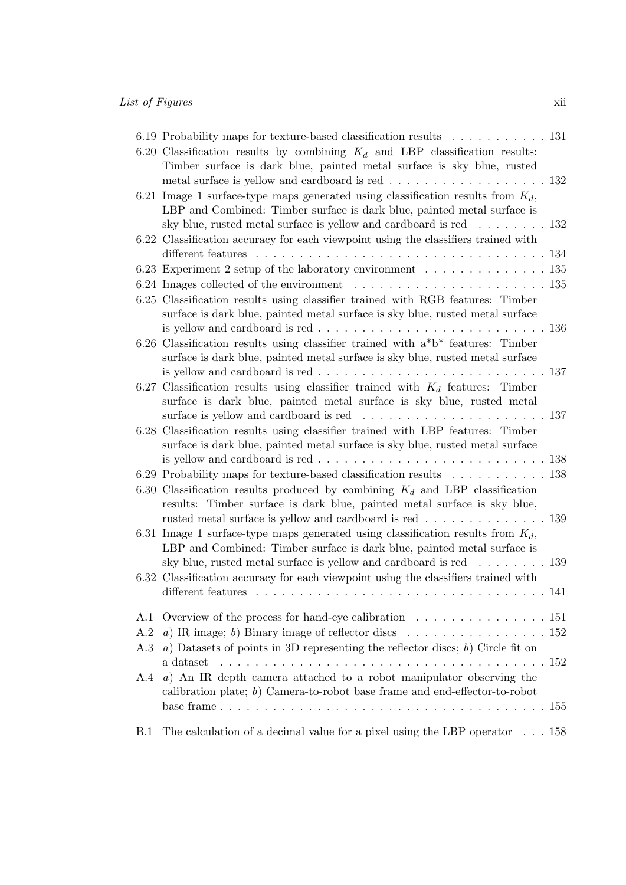6.19 Probability maps for texture-based classification results . . . . . . . . . . . 131

6.20 Classification results by combining $K_d$ and LBP classification results: Timber surface is dark blue, painted metal surface is sky blue, rusted metal surface is yellow and cardboard is red . . . . . . . . . . . . . . . . . . 132

6.21 Image 1 surface-type maps generated using classification results from $K_d$, LBP and Combined: Timber surface is dark blue, painted metal surface is sky blue, rusted metal surface is yellow and cardboard is red . . . . . . . . 132

6.22 Classification accuracy for each viewpoint using the classifiers trained with different features . . . . . . . . . . . . . . . . . . . . . . . . . . . . . . . . . . 134

6.23 Experiment 2 setup of the laboratory environment . . . . . . . . . . . . . . 135

6.24 Images collected of the environment . . . . . . . . . . . . . . . . . . . . . . 135

6.25 Classification results using classifier trained with RGB features: Timber surface is dark blue, painted metal surface is sky blue, rusted metal surface is yellow and cardboard is red . . . . . . . . . . . . . . . . . . . . . . . . . 136

6.26 Classification results using classifier trained with a\*b\* features: Timber surface is dark blue, painted metal surface is sky blue, rusted metal surface is yellow and cardboard is red . . . . . . . . . . . . . . . . . . . . . . . . . 137

6.27 Classification results using classifier trained with $K_d$ features: Timber surface is dark blue, painted metal surface is sky blue, rusted metal surface is yellow and cardboard is red . . . . . . . . . . . . . . . . . . . . 137

6.28 Classification results using classifier trained with LBP features: Timber surface is dark blue, painted metal surface is sky blue, rusted metal surface is yellow and cardboard is red . . . . . . . . . . . . . . . . . . . . . . . . . 138

6.29 Probability maps for texture-based classification results . . . . . . . . . . . 138

6.30 Classification results produced by combining $K_d$ and LBP classification results: Timber surface is dark blue, painted metal surface is sky blue, rusted metal surface is yellow and cardboard is red . . . . . . . . . . . . . . 139

6.31 Image 1 surface-type maps generated using classification results from $K_d$, LBP and Combined: Timber surface is dark blue, painted metal surface is sky blue, rusted metal surface is yellow and cardboard is red . . . . . . . . 139

6.32 Classification accuracy for each viewpoint using the classifiers trained with different features . . . . . . . . . . . . . . . . . . . . . . . . . . . . . . . . . . 141

A.1 Overview of the process for hand-eye calibration . . . . . . . . . . . . . . . 151

A.2 *a*) IR image; *b*) Binary image of reflector discs . . . . . . . . . . . . . . . . 152

A.3 *a*) Datasets of points in 3D representing the reflector discs; *b*) Circle fit on a dataset . . . . . . . . . . . . . . . . . . . . . . . . . . . . . . . . . . . . . 152

A.4 *a*) An IR depth camera attached to a robot manipulator observing the calibration plate; *b*) Camera-to-robot base frame and end-effector-to-robot base frame . . . . . . . . . . . . . . . . . . . . . . . . . . . . . . . . . . . . 155

B.1 The calculation of a decimal value for a pixel using the LBP operator . . . 158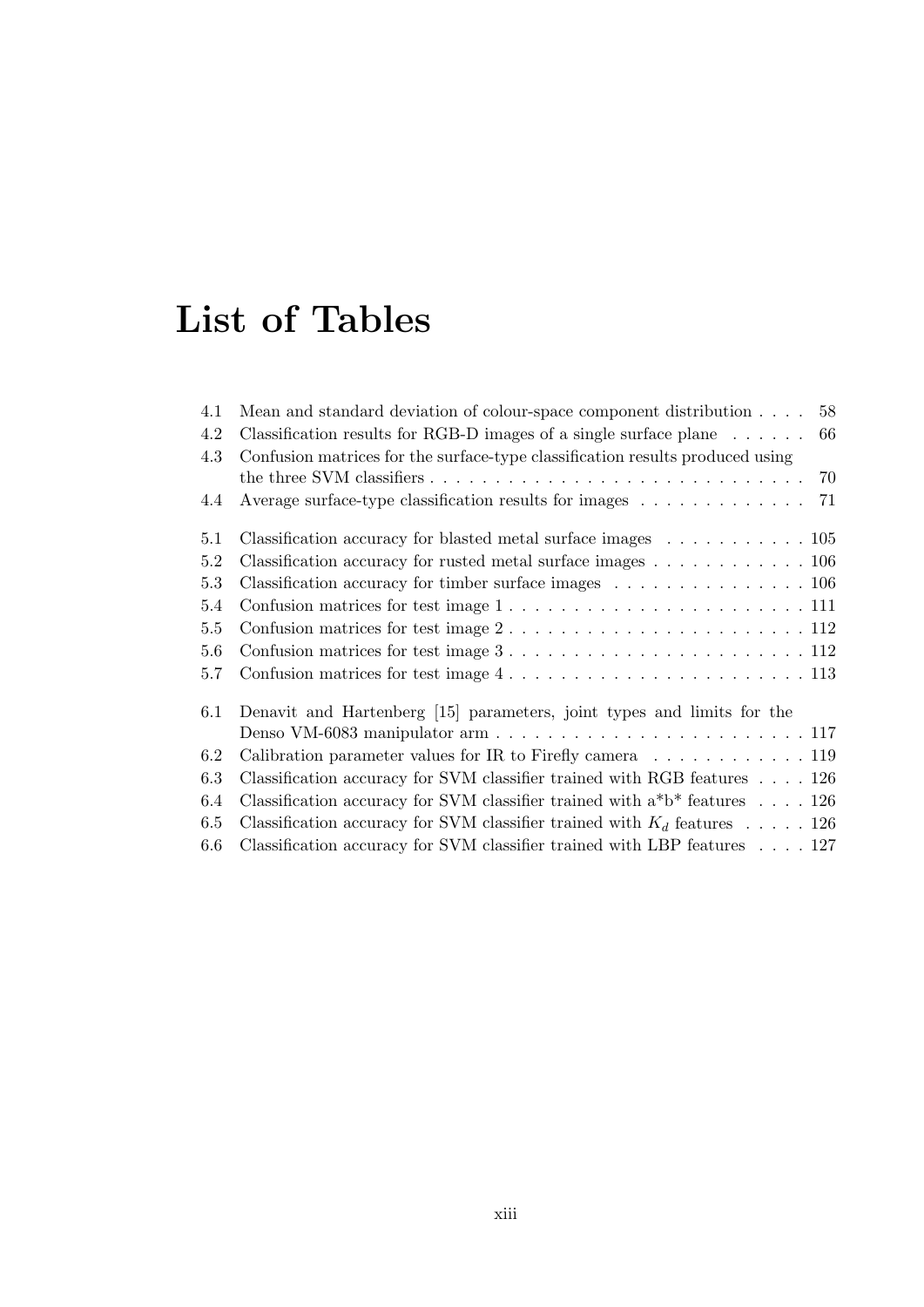# List of Tables

4.1 Mean and standard deviation of colour-space component distribution . . . . 58
4.2 Classification results for RGB-D images of a single surface plane . . . . . . 66
4.3 Confusion matrices for the surface-type classification results produced using the three SVM classifiers . . . . . . . . . . . . . . . . . . . . . . . . . . . . 70
4.4 Average surface-type classification results for images . . . . . . . . . . . . . 71

5.1 Classification accuracy for blasted metal surface images . . . . . . . . . . . 105
5.2 Classification accuracy for rusted metal surface images . . . . . . . . . . . . 106
5.3 Classification accuracy for timber surface images . . . . . . . . . . . . . . . 106
5.4 Confusion matrices for test image 1 . . . . . . . . . . . . . . . . . . . . . . . 111
5.5 Confusion matrices for test image 2 . . . . . . . . . . . . . . . . . . . . . . . 112
5.6 Confusion matrices for test image 3 . . . . . . . . . . . . . . . . . . . . . . . 112
5.7 Confusion matrices for test image 4 . . . . . . . . . . . . . . . . . . . . . . . 113

6.1 Denavit and Hartenberg [15] parameters, joint types and limits for the Denso VM-6083 manipulator arm . . . . . . . . . . . . . . . . . . . . . . . . 117
6.2 Calibration parameter values for IR to Firefly camera . . . . . . . . . . . . 119
6.3 Classification accuracy for SVM classifier trained with RGB features . . . . 126
6.4 Classification accuracy for SVM classifier trained with a*b* features . . . . 126
6.5 Classification accuracy for SVM classifier trained with $K_d$ features . . . . . 126
6.6 Classification accuracy for SVM classifier trained with LBP features . . . . 127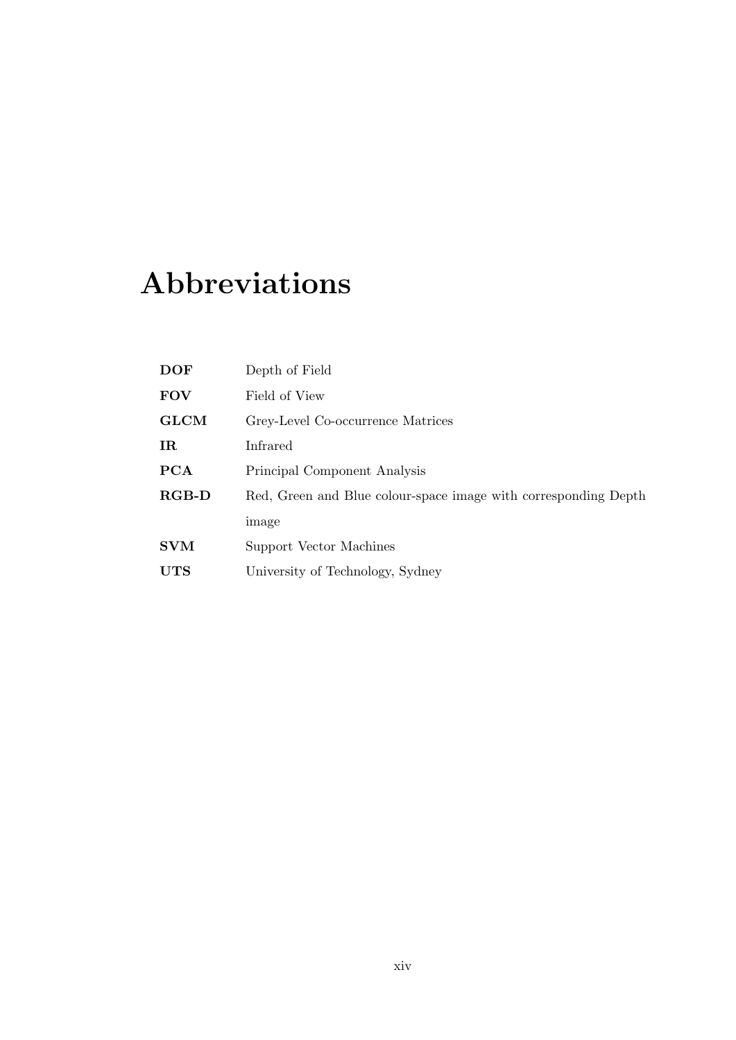# Abbreviations

| | |
|---|---|
| **DOF** | Depth of Field |
| **FOV** | Field of View |
| **GLCM** | Grey-Level Co-occurrence Matrices |
| **IR** | Infrared |
| **PCA** | Principal Component Analysis |
| **RGB-D** | Red, Green and Blue colour-space image with corresponding Depth image |
| **SVM** | Support Vector Machines |
| **UTS** | University of Technology, Sydney |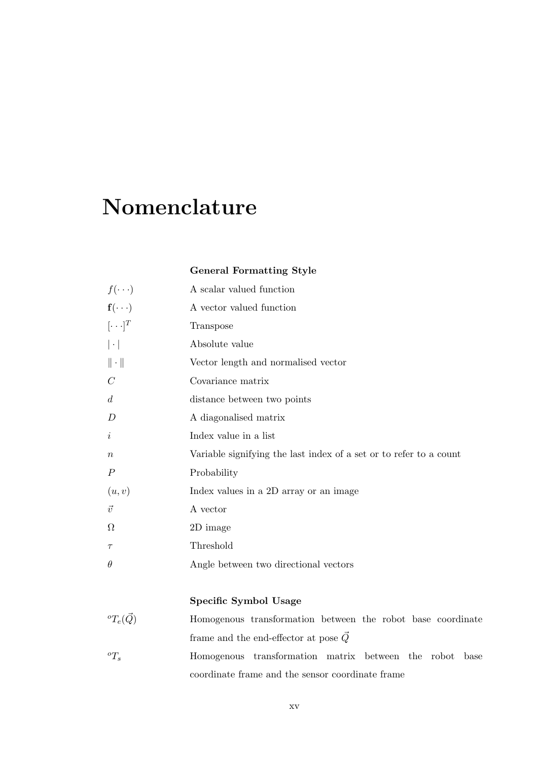# Nomenclature

**General Formatting Style**

| | |
|---|---|
| $f(\cdots)$ | A scalar valued function |
| $\mathbf{f}(\cdots)$ | A vector valued function |
| $[\cdots]^T$ | Transpose |
| $\lvert \cdot \rvert$ | Absolute value |
| $\lVert \cdot \rVert$ | Vector length and normalised vector |
| $C$ | Covariance matrix |
| $d$ | distance between two points |
| $D$ | A diagonalised matrix |
| $i$ | Index value in a list |
| $n$ | Variable signifying the last index of a set or to refer to a count |
| $P$ | Probability |
| $(u, v)$ | Index values in a 2D array or an image |
| $\vec{v}$ | A vector |
| $\Omega$ | 2D image |
| $\tau$ | Threshold |
| $\theta$ | Angle between two directional vectors |

**Specific Symbol Usage**

| | |
|---|---|
| ${}^{o}T_{e}(\vec{Q})$ | Homogenous transformation between the robot base coordinate frame and the end-effector at pose $\vec{Q}$ |
| ${}^{o}T_{s}$ | Homogenous transformation matrix between the robot base coordinate frame and the sensor coordinate frame |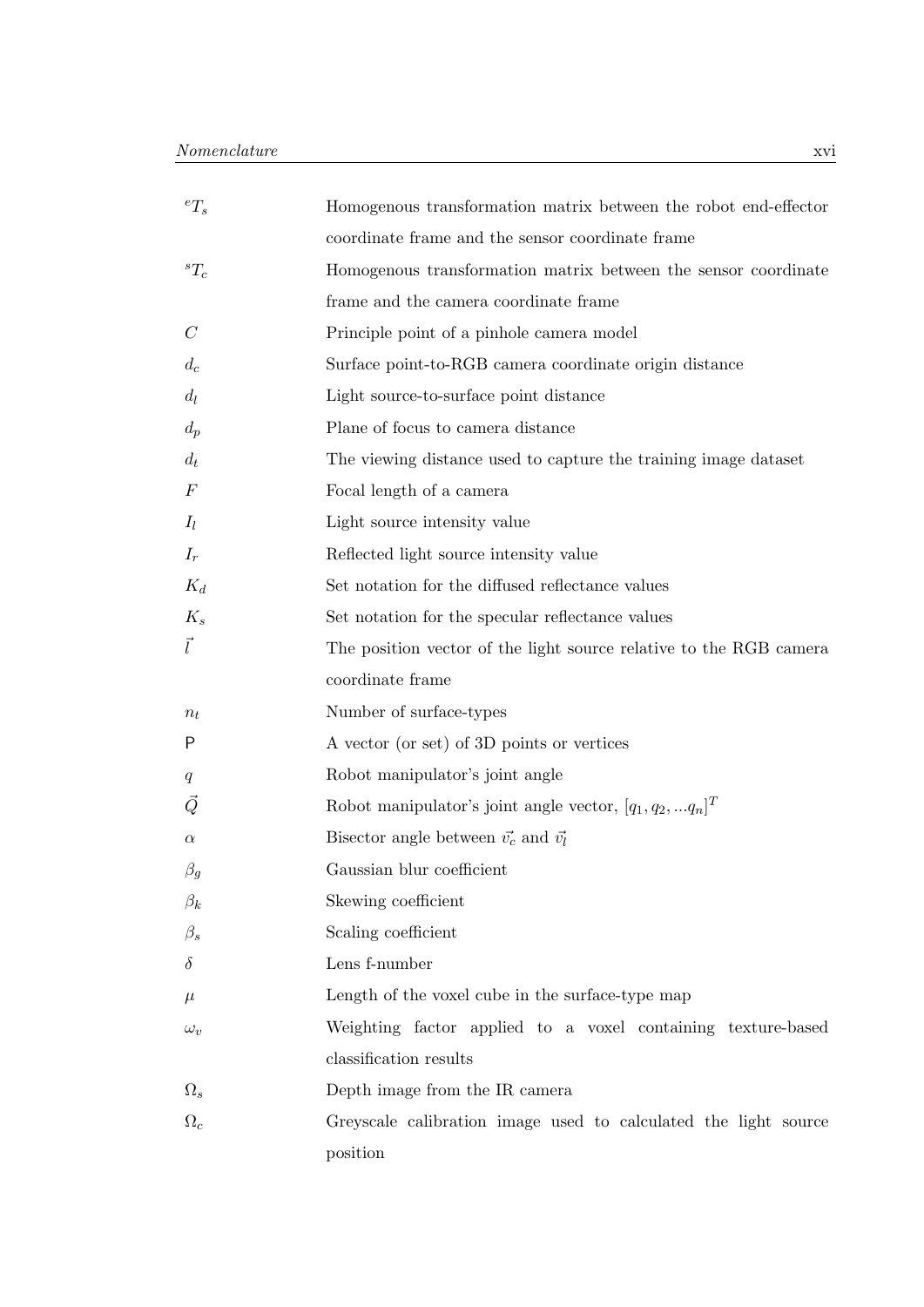| | |
|---|---|
| ${}^{e}T_{s}$ | Homogenous transformation matrix between the robot end-effector coordinate frame and the sensor coordinate frame |
| ${}^{s}T_{c}$ | Homogenous transformation matrix between the sensor coordinate frame and the camera coordinate frame |
| $C$ | Principle point of a pinhole camera model |
| $d_c$ | Surface point-to-RGB camera coordinate origin distance |
| $d_l$ | Light source-to-surface point distance |
| $d_p$ | Plane of focus to camera distance |
| $d_t$ | The viewing distance used to capture the training image dataset |
| $F$ | Focal length of a camera |
| $I_l$ | Light source intensity value |
| $I_r$ | Reflected light source intensity value |
| $K_d$ | Set notation for the diffused reflectance values |
| $K_s$ | Set notation for the specular reflectance values |
| $\vec{l}$ | The position vector of the light source relative to the RGB camera coordinate frame |
| $n_t$ | Number of surface-types |
| $\mathsf{P}$ | A vector (or set) of 3D points or vertices |
| $q$ | Robot manipulator's joint angle |
| $\vec{Q}$ | Robot manipulator's joint angle vector, $[q_1, q_2, ...q_n]^T$ |
| $\alpha$ | Bisector angle between $\vec{v_c}$ and $\vec{v_l}$ |
| $\beta_g$ | Gaussian blur coefficient |
| $\beta_k$ | Skewing coefficient |
| $\beta_s$ | Scaling coefficient |
| $\delta$ | Lens f-number |
| $\mu$ | Length of the voxel cube in the surface-type map |
| $\omega_v$ | Weighting factor applied to a voxel containing texture-based classification results |
| $\Omega_s$ | Depth image from the IR camera |
| $\Omega_c$ | Greyscale calibration image used to calculated the light source position |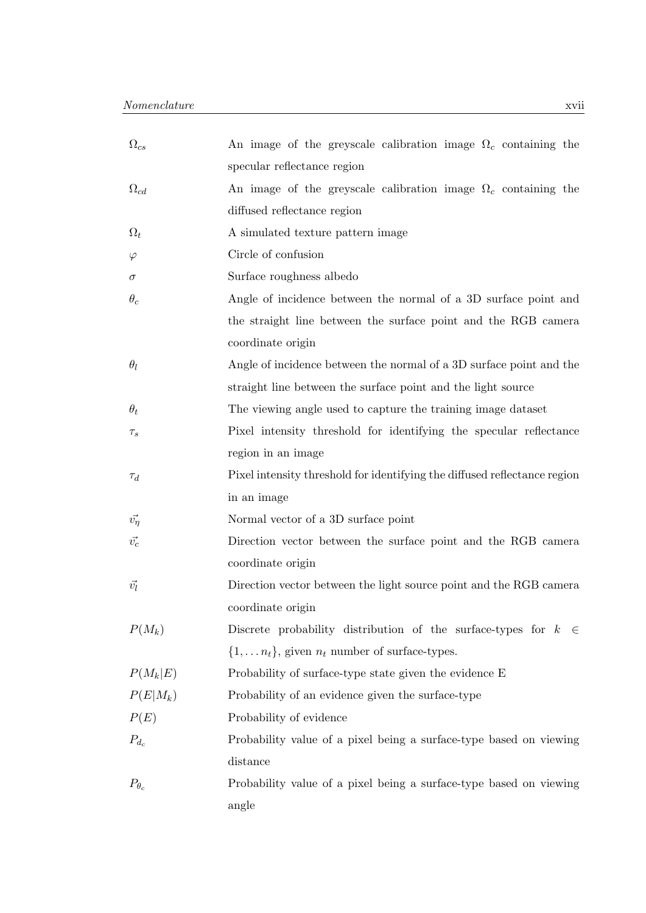| | |
|---|---|
| $\Omega_{cs}$ | An image of the greyscale calibration image $\Omega_c$ containing the specular reflectance region |
| $\Omega_{cd}$ | An image of the greyscale calibration image $\Omega_c$ containing the diffused reflectance region |
| $\Omega_t$ | A simulated texture pattern image |
| $\varphi$ | Circle of confusion |
| $\sigma$ | Surface roughness albedo |
| $\theta_c$ | Angle of incidence between the normal of a 3D surface point and the straight line between the surface point and the RGB camera coordinate origin |
| $\theta_l$ | Angle of incidence between the normal of a 3D surface point and the straight line between the surface point and the light source |
| $\theta_t$ | The viewing angle used to capture the training image dataset |
| $\tau_s$ | Pixel intensity threshold for identifying the specular reflectance region in an image |
| $\tau_d$ | Pixel intensity threshold for identifying the diffused reflectance region in an image |
| $\vec{v_\eta}$ | Normal vector of a 3D surface point |
| $\vec{v_c}$ | Direction vector between the surface point and the RGB camera coordinate origin |
| $\vec{v_l}$ | Direction vector between the light source point and the RGB camera coordinate origin |
| $P(M_k)$ | Discrete probability distribution of the surface-types for $k \in \{1, \ldots n_t\}$, given $n_t$ number of surface-types. |
| $P(M_k \vert E)$ | Probability of surface-type state given the evidence E |
| $P(E \vert M_k)$ | Probability of an evidence given the surface-type |
| $P(E)$ | Probability of evidence |
| $P_{d_c}$ | Probability value of a pixel being a surface-type based on viewing distance |
| $P_{\theta_c}$ | Probability value of a pixel being a surface-type based on viewing angle |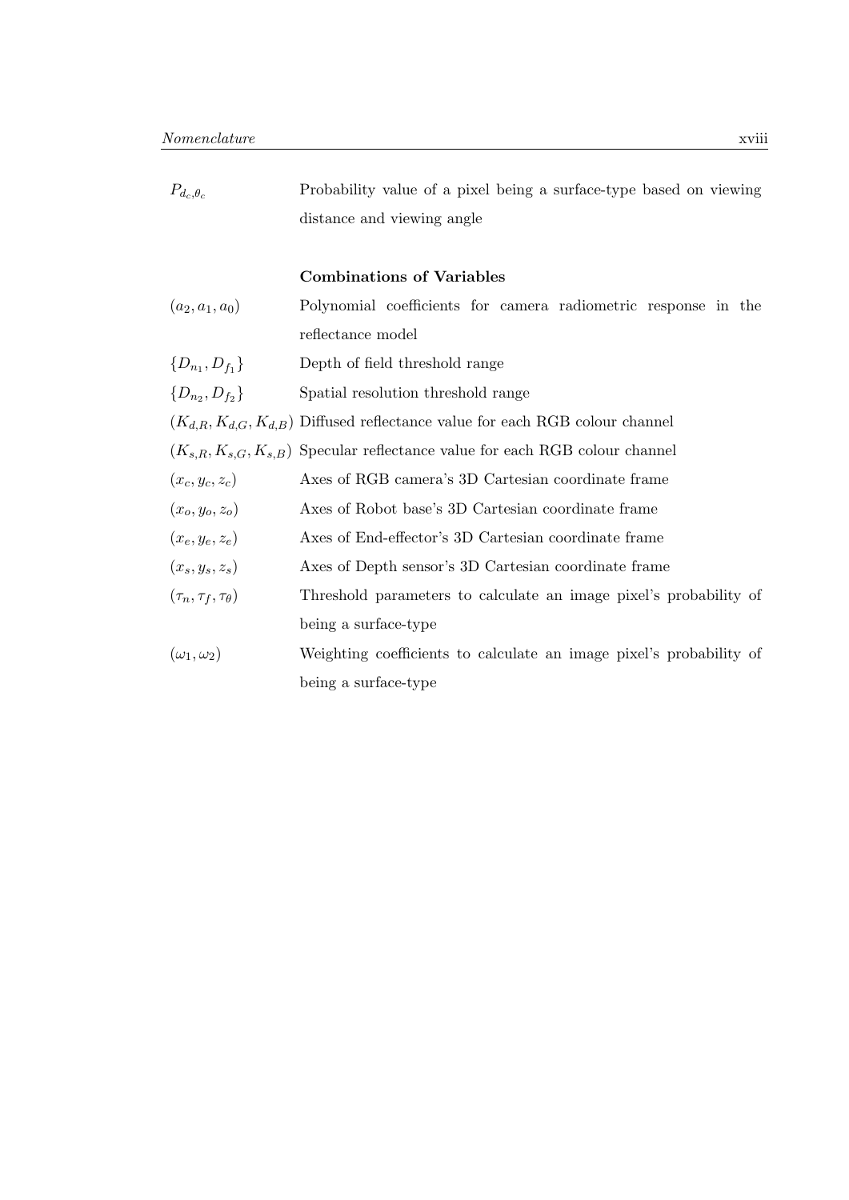| | |
|---|---|
| $P_{d_c,\theta_c}$ | Probability value of a pixel being a surface-type based on viewing distance and viewing angle |

**Combinations of Variables**

| | |
|---|---|
| $(a_2, a_1, a_0)$ | Polynomial coefficients for camera radiometric response in the reflectance model |
| $\{D_{n_1}, D_{f_1}\}$ | Depth of field threshold range |
| $\{D_{n_2}, D_{f_2}\}$ | Spatial resolution threshold range |
| $(K_{d,R}, K_{d,G}, K_{d,B})$ | Diffused reflectance value for each RGB colour channel |
| $(K_{s,R}, K_{s,G}, K_{s,B})$ | Specular reflectance value for each RGB colour channel |
| $(x_c, y_c, z_c)$ | Axes of RGB camera's 3D Cartesian coordinate frame |
| $(x_o, y_o, z_o)$ | Axes of Robot base's 3D Cartesian coordinate frame |
| $(x_e, y_e, z_e)$ | Axes of End-effector's 3D Cartesian coordinate frame |
| $(x_s, y_s, z_s)$ | Axes of Depth sensor's 3D Cartesian coordinate frame |
| $(\tau_n, \tau_f, \tau_\theta)$ | Threshold parameters to calculate an image pixel's probability of being a surface-type |
| $(\omega_1, \omega_2)$ | Weighting coefficients to calculate an image pixel's probability of being a surface-type |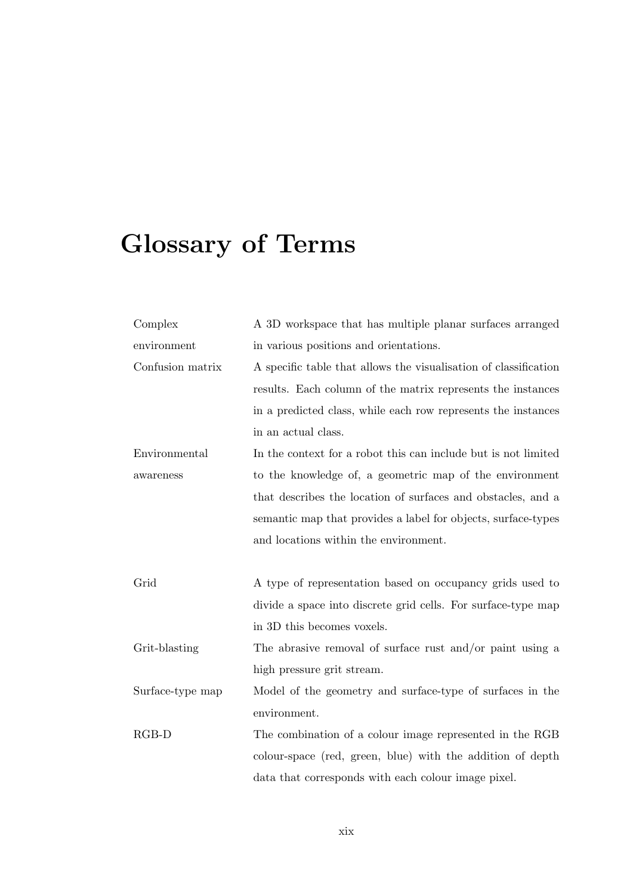# Glossary of Terms

| | |
|---|---|
| Complex environment | A 3D workspace that has multiple planar surfaces arranged in various positions and orientations. |
| Confusion matrix | A specific table that allows the visualisation of classification results. Each column of the matrix represents the instances in a predicted class, while each row represents the instances in an actual class. |
| Environmental awareness | In the context for a robot this can include but is not limited to the knowledge of, a geometric map of the environment that describes the location of surfaces and obstacles, and a semantic map that provides a label for objects, surface-types and locations within the environment. |
| Grid | A type of representation based on occupancy grids used to divide a space into discrete grid cells. For surface-type map in 3D this becomes voxels. |
| Grit-blasting | The abrasive removal of surface rust and/or paint using a high pressure grit stream. |
| Surface-type map | Model of the geometry and surface-type of surfaces in the environment. |
| RGB-D | The combination of a colour image represented in the RGB colour-space (red, green, blue) with the addition of depth data that corresponds with each colour image pixel. |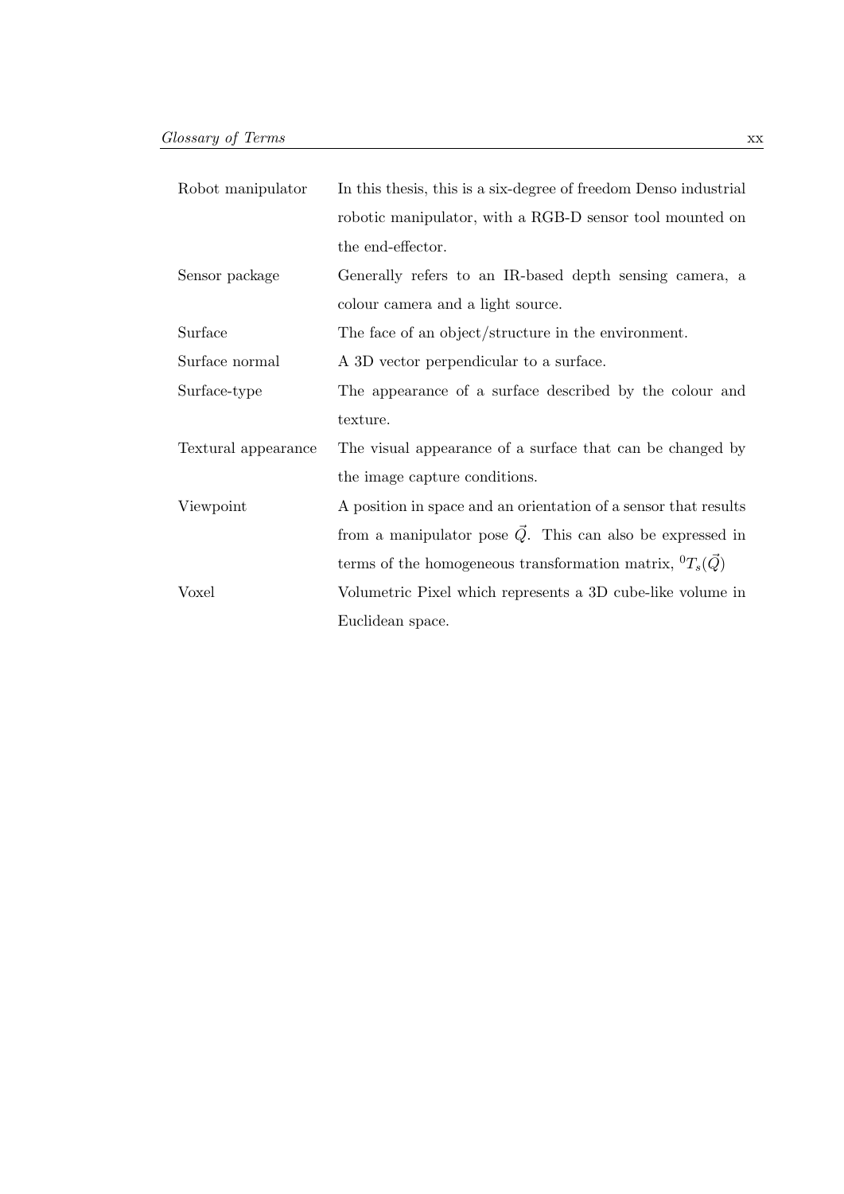| | |
|---|---|
| Robot manipulator | In this thesis, this is a six-degree of freedom Denso industrial robotic manipulator, with a RGB-D sensor tool mounted on the end-effector. |
| Sensor package | Generally refers to an IR-based depth sensing camera, a colour camera and a light source. |
| Surface | The face of an object/structure in the environment. |
| Surface normal | A 3D vector perpendicular to a surface. |
| Surface-type | The appearance of a surface described by the colour and texture. |
| Textural appearance | The visual appearance of a surface that can be changed by the image capture conditions. |
| Viewpoint | A position in space and an orientation of a sensor that results from a manipulator pose $\vec{Q}$. This can also be expressed in terms of the homogeneous transformation matrix, ${}^{0}T_s(\vec{Q})$ |
| Voxel | Volumetric Pixel which represents a 3D cube-like volume in Euclidean space. |